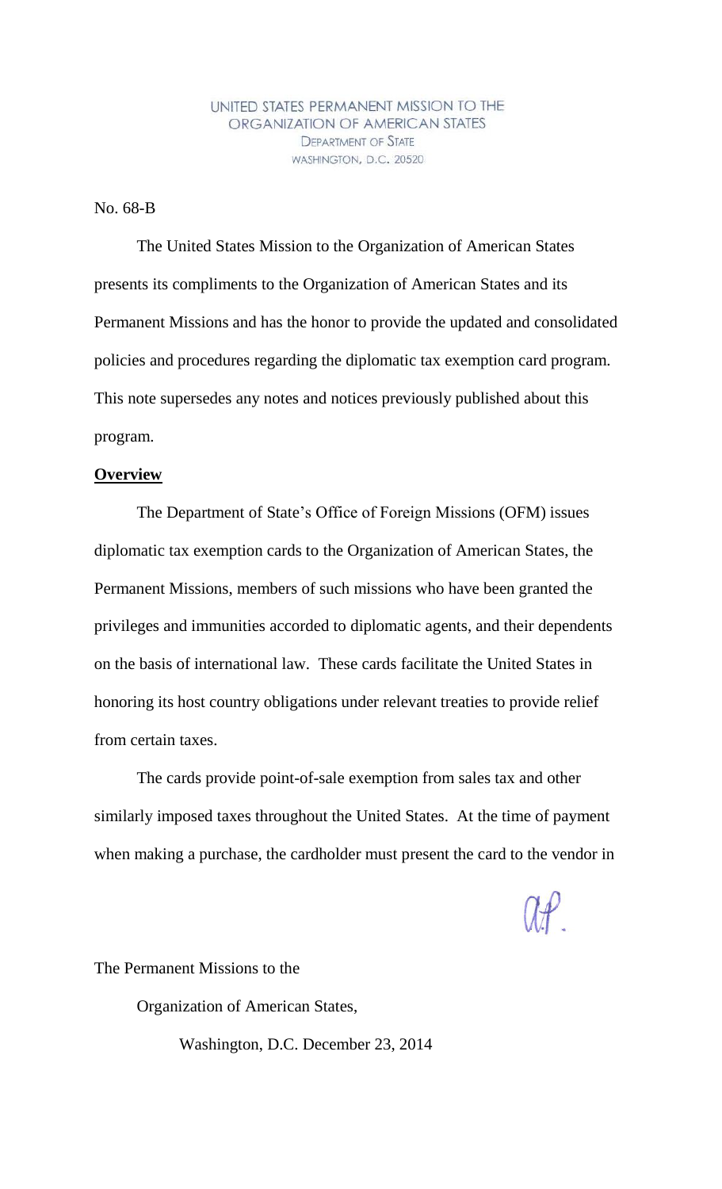UNITED STATES PERMANENT MISSION TO THE ORGANIZATION OF AMERICAN STATES
DEPARTMENT OF STATE
WASHINGTON, D.C. 20520

No. 68-B

The United States Mission to the Organization of American States presents its compliments to the Organization of American States and its Permanent Missions and has the honor to provide the updated and consolidated policies and procedures regarding the diplomatic tax exemption card program. This note supersedes any notes and notices previously published about this program.

**Overview**

The Department of State's Office of Foreign Missions (OFM) issues diplomatic tax exemption cards to the Organization of American States, the Permanent Missions, members of such missions who have been granted the privileges and immunities accorded to diplomatic agents, and their dependents on the basis of international law. These cards facilitate the United States in honoring its host country obligations under relevant treaties to provide relief from certain taxes.

The cards provide point-of-sale exemption from sales tax and other similarly imposed taxes throughout the United States. At the time of payment when making a purchase, the cardholder must present the card to the vendor in

The Permanent Missions to the

Organization of American States,

Washington, D.C. December 23, 2014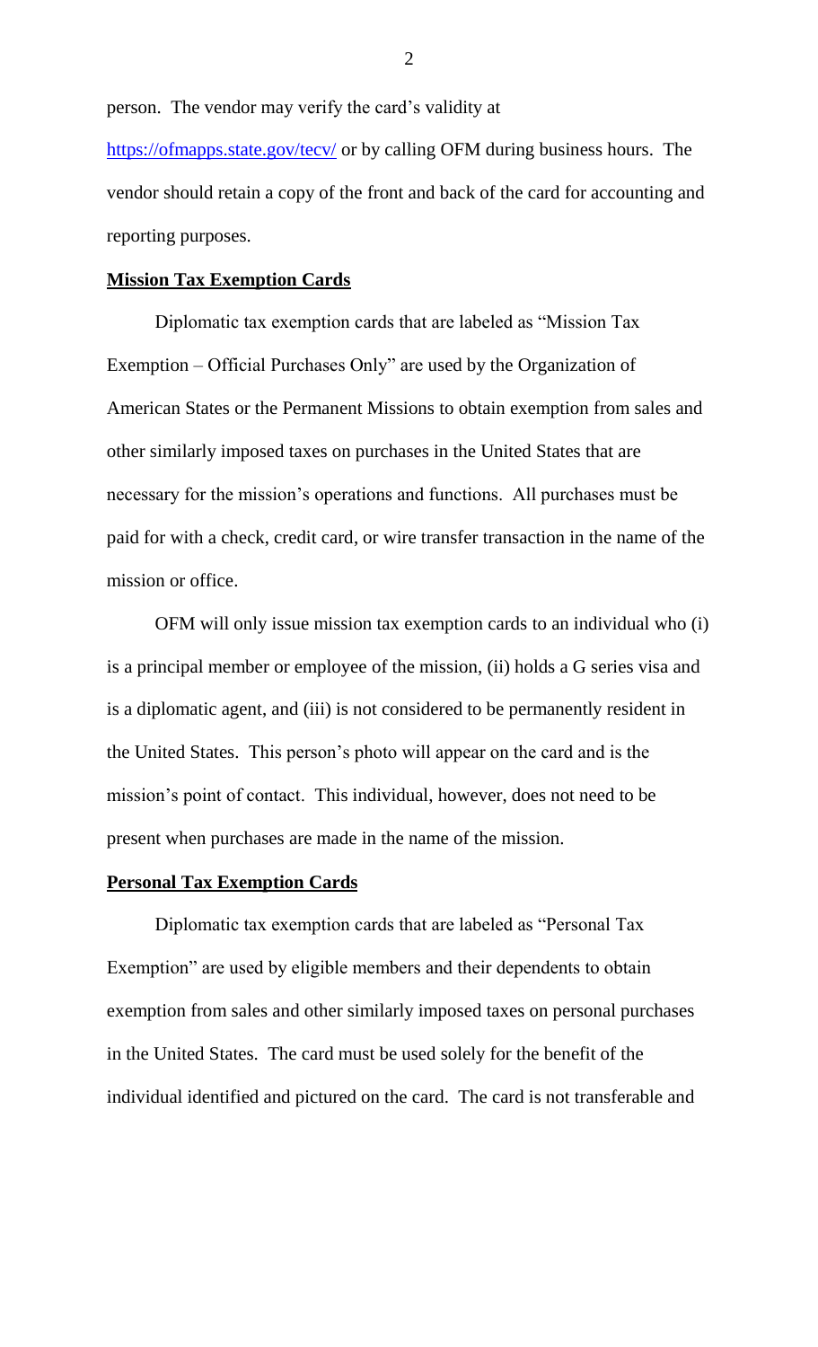person. The vendor may verify the card's validity at https://ofmapps.state.gov/tecv/ or by calling OFM during business hours. The vendor should retain a copy of the front and back of the card for accounting and reporting purposes.

**Mission Tax Exemption Cards**

Diplomatic tax exemption cards that are labeled as "Mission Tax Exemption – Official Purchases Only" are used by the Organization of American States or the Permanent Missions to obtain exemption from sales and other similarly imposed taxes on purchases in the United States that are necessary for the mission's operations and functions. All purchases must be paid for with a check, credit card, or wire transfer transaction in the name of the mission or office.

OFM will only issue mission tax exemption cards to an individual who (i) is a principal member or employee of the mission, (ii) holds a G series visa and is a diplomatic agent, and (iii) is not considered to be permanently resident in the United States. This person's photo will appear on the card and is the mission's point of contact. This individual, however, does not need to be present when purchases are made in the name of the mission.

**Personal Tax Exemption Cards**

Diplomatic tax exemption cards that are labeled as "Personal Tax Exemption" are used by eligible members and their dependents to obtain exemption from sales and other similarly imposed taxes on personal purchases in the United States. The card must be used solely for the benefit of the individual identified and pictured on the card. The card is not transferable and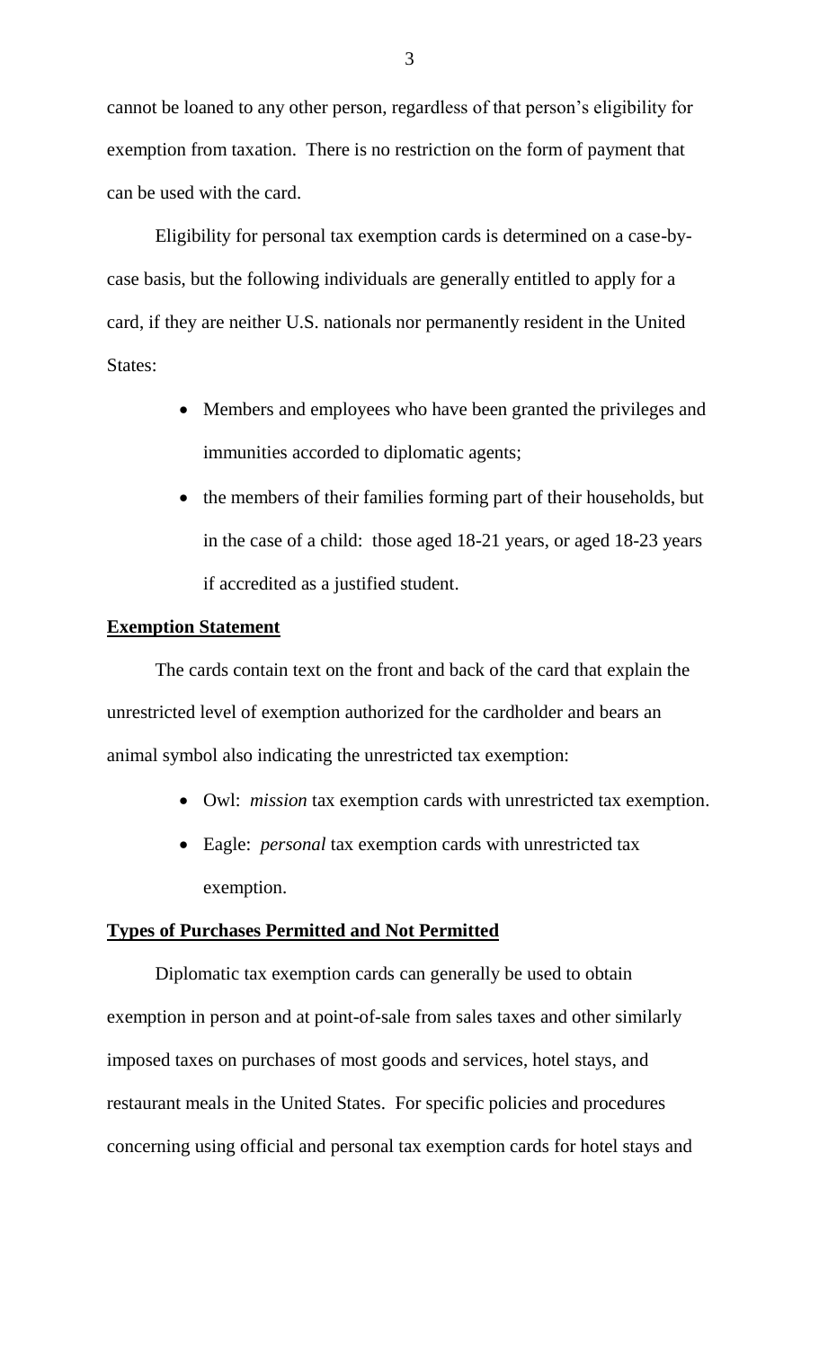cannot be loaned to any other person, regardless of that person's eligibility for exemption from taxation. There is no restriction on the form of payment that can be used with the card.

Eligibility for personal tax exemption cards is determined on a case-by-case basis, but the following individuals are generally entitled to apply for a card, if they are neither U.S. nationals nor permanently resident in the United States:

- Members and employees who have been granted the privileges and immunities accorded to diplomatic agents;
- the members of their families forming part of their households, but in the case of a child: those aged 18-21 years, or aged 18-23 years if accredited as a justified student.

**Exemption Statement**

The cards contain text on the front and back of the card that explain the unrestricted level of exemption authorized for the cardholder and bears an animal symbol also indicating the unrestricted tax exemption:

- Owl: *mission* tax exemption cards with unrestricted tax exemption.
- Eagle: *personal* tax exemption cards with unrestricted tax exemption.

**Types of Purchases Permitted and Not Permitted**

Diplomatic tax exemption cards can generally be used to obtain exemption in person and at point-of-sale from sales taxes and other similarly imposed taxes on purchases of most goods and services, hotel stays, and restaurant meals in the United States. For specific policies and procedures concerning using official and personal tax exemption cards for hotel stays and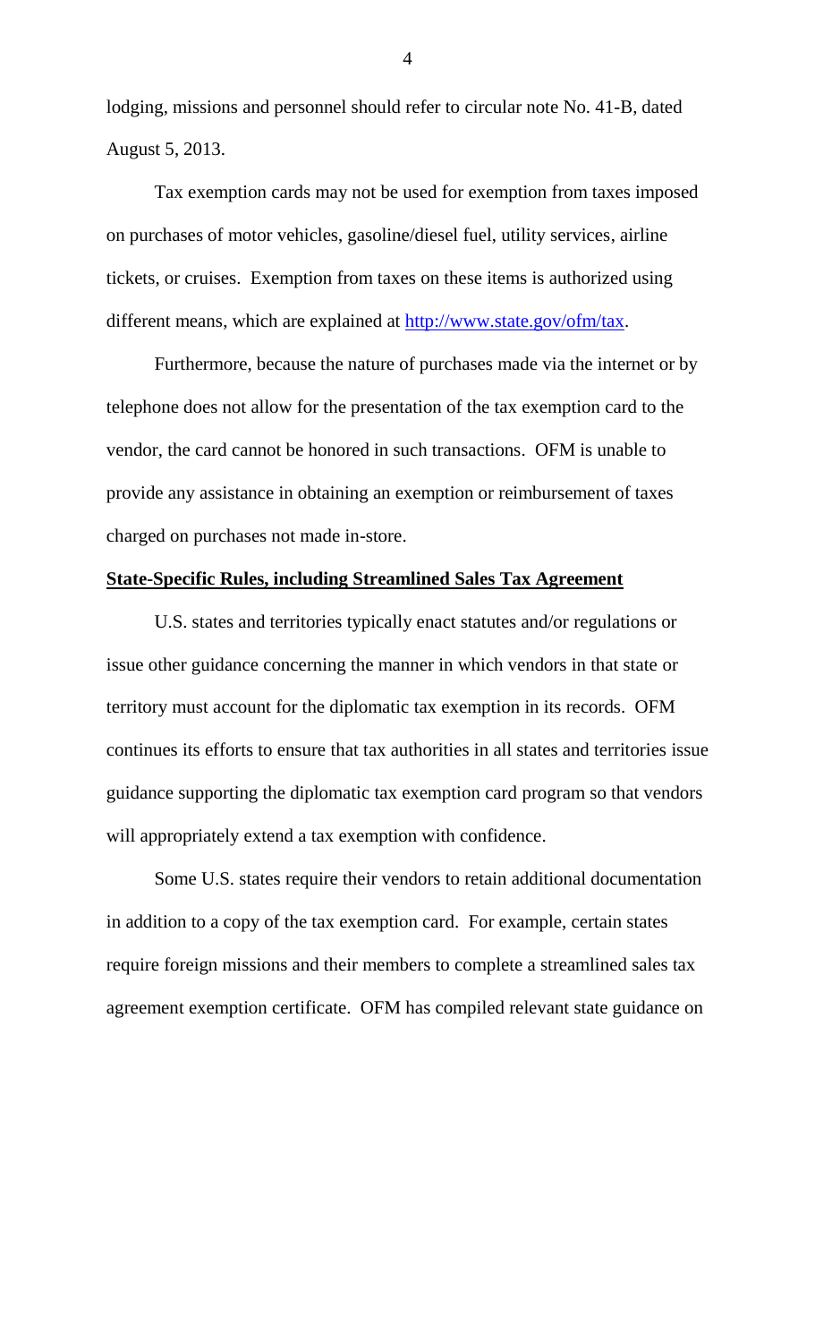lodging, missions and personnel should refer to circular note No. 41-B, dated August 5, 2013.

Tax exemption cards may not be used for exemption from taxes imposed on purchases of motor vehicles, gasoline/diesel fuel, utility services, airline tickets, or cruises. Exemption from taxes on these items is authorized using different means, which are explained at [http://www.state.gov/ofm/tax](http://www.state.gov/ofm/tax).

Furthermore, because the nature of purchases made via the internet or by telephone does not allow for the presentation of the tax exemption card to the vendor, the card cannot be honored in such transactions. OFM is unable to provide any assistance in obtaining an exemption or reimbursement of taxes charged on purchases not made in-store.

**State-Specific Rules, including Streamlined Sales Tax Agreement**

U.S. states and territories typically enact statutes and/or regulations or issue other guidance concerning the manner in which vendors in that state or territory must account for the diplomatic tax exemption in its records. OFM continues its efforts to ensure that tax authorities in all states and territories issue guidance supporting the diplomatic tax exemption card program so that vendors will appropriately extend a tax exemption with confidence.

Some U.S. states require their vendors to retain additional documentation in addition to a copy of the tax exemption card. For example, certain states require foreign missions and their members to complete a streamlined sales tax agreement exemption certificate. OFM has compiled relevant state guidance on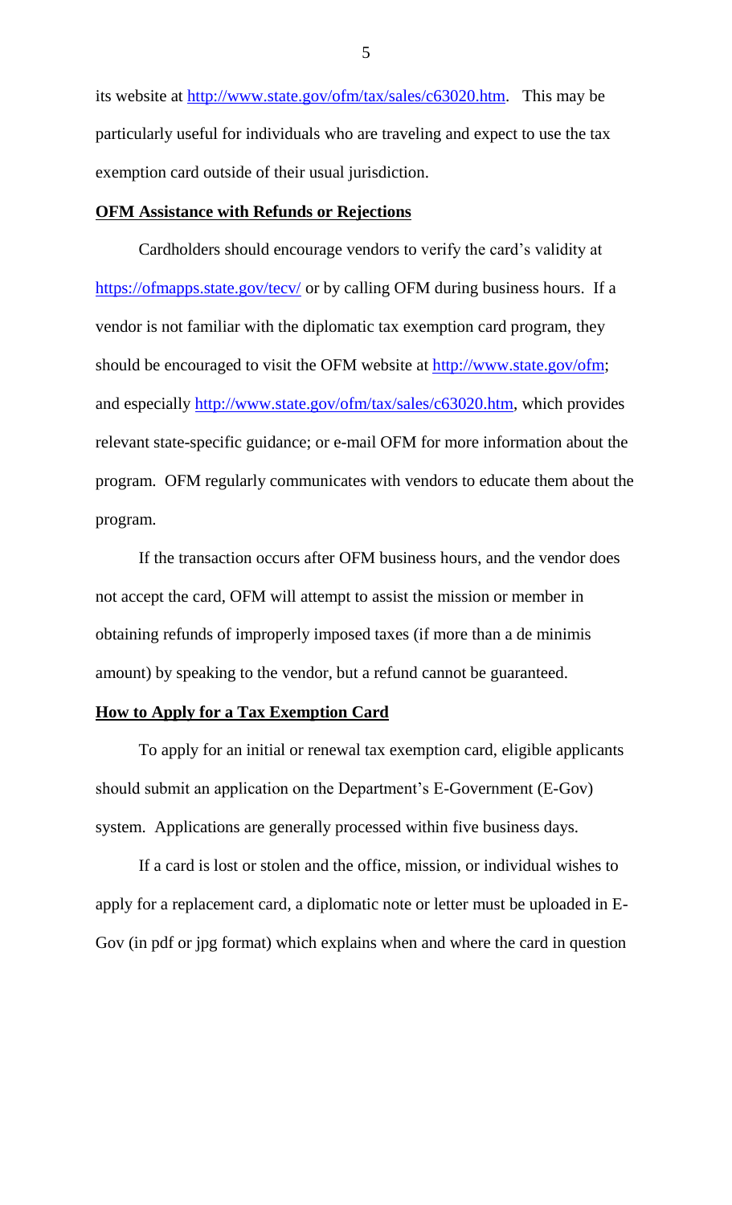its website at http://www.state.gov/ofm/tax/sales/c63020.htm. This may be particularly useful for individuals who are traveling and expect to use the tax exemption card outside of their usual jurisdiction.

**OFM Assistance with Refunds or Rejections**

Cardholders should encourage vendors to verify the card's validity at https://ofmapps.state.gov/tecv/ or by calling OFM during business hours. If a vendor is not familiar with the diplomatic tax exemption card program, they should be encouraged to visit the OFM website at http://www.state.gov/ofm; and especially http://www.state.gov/ofm/tax/sales/c63020.htm, which provides relevant state-specific guidance; or e-mail OFM for more information about the program. OFM regularly communicates with vendors to educate them about the program.

If the transaction occurs after OFM business hours, and the vendor does not accept the card, OFM will attempt to assist the mission or member in obtaining refunds of improperly imposed taxes (if more than a de minimis amount) by speaking to the vendor, but a refund cannot be guaranteed.

**How to Apply for a Tax Exemption Card**

To apply for an initial or renewal tax exemption card, eligible applicants should submit an application on the Department's E-Government (E-Gov) system. Applications are generally processed within five business days.

If a card is lost or stolen and the office, mission, or individual wishes to apply for a replacement card, a diplomatic note or letter must be uploaded in E-Gov (in pdf or jpg format) which explains when and where the card in question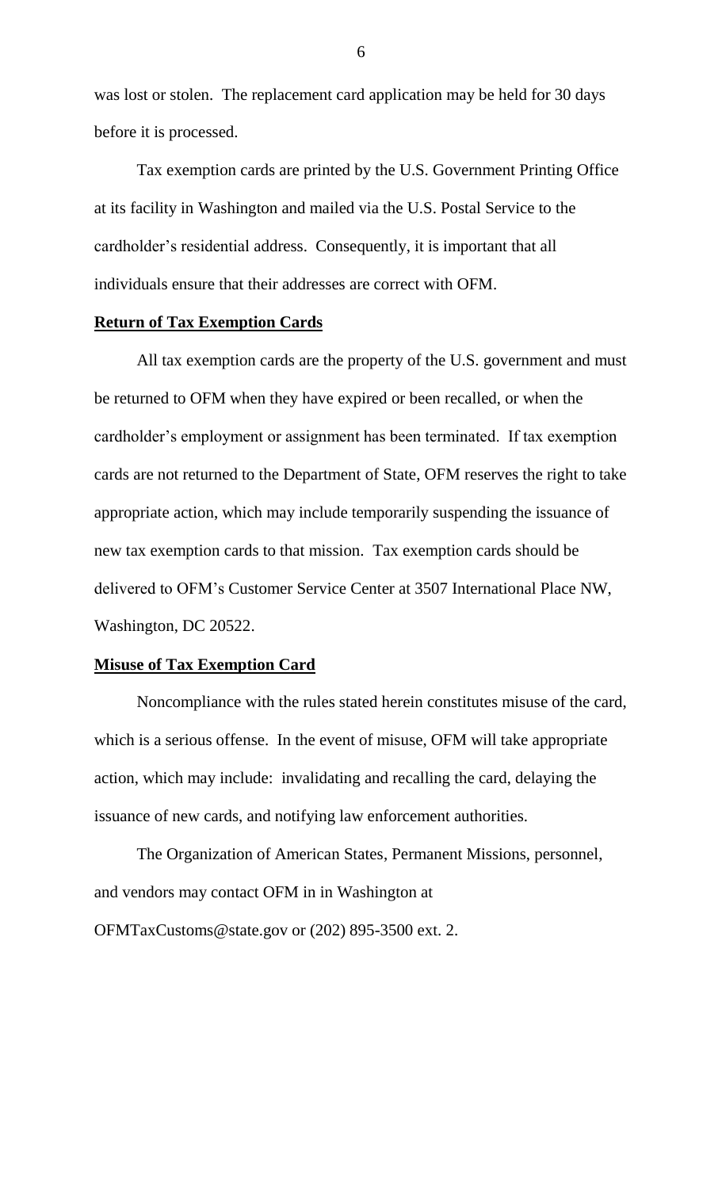was lost or stolen. The replacement card application may be held for 30 days before it is processed.

Tax exemption cards are printed by the U.S. Government Printing Office at its facility in Washington and mailed via the U.S. Postal Service to the cardholder's residential address. Consequently, it is important that all individuals ensure that their addresses are correct with OFM.

**Return of Tax Exemption Cards**

All tax exemption cards are the property of the U.S. government and must be returned to OFM when they have expired or been recalled, or when the cardholder's employment or assignment has been terminated. If tax exemption cards are not returned to the Department of State, OFM reserves the right to take appropriate action, which may include temporarily suspending the issuance of new tax exemption cards to that mission. Tax exemption cards should be delivered to OFM's Customer Service Center at 3507 International Place NW, Washington, DC 20522.

**Misuse of Tax Exemption Card**

Noncompliance with the rules stated herein constitutes misuse of the card, which is a serious offense. In the event of misuse, OFM will take appropriate action, which may include: invalidating and recalling the card, delaying the issuance of new cards, and notifying law enforcement authorities.

The Organization of American States, Permanent Missions, personnel, and vendors may contact OFM in in Washington at OFMTaxCustoms@state.gov or (202) 895-3500 ext. 2.